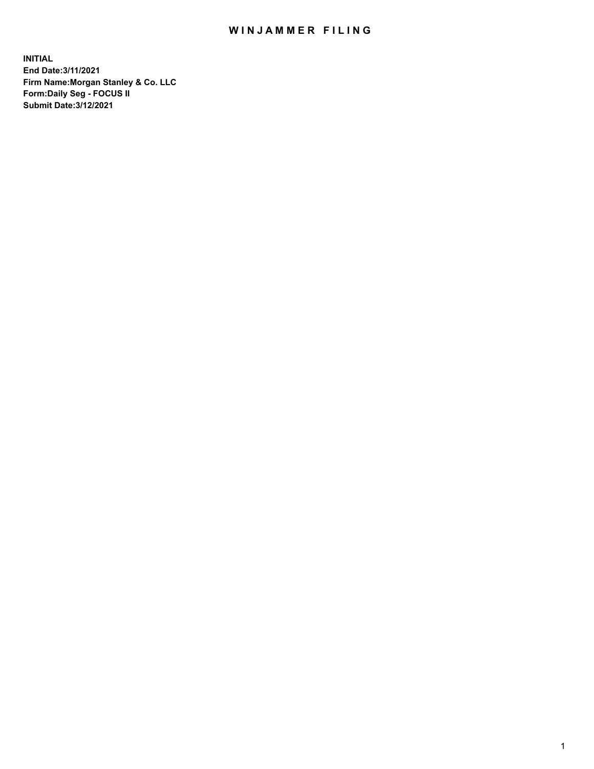# WINJAMMER FILING

**INITIAL**
**End Date:3/11/2021**
**Firm Name:Morgan Stanley & Co. LLC**
**Form:Daily Seg - FOCUS II**
**Submit Date:3/12/2021**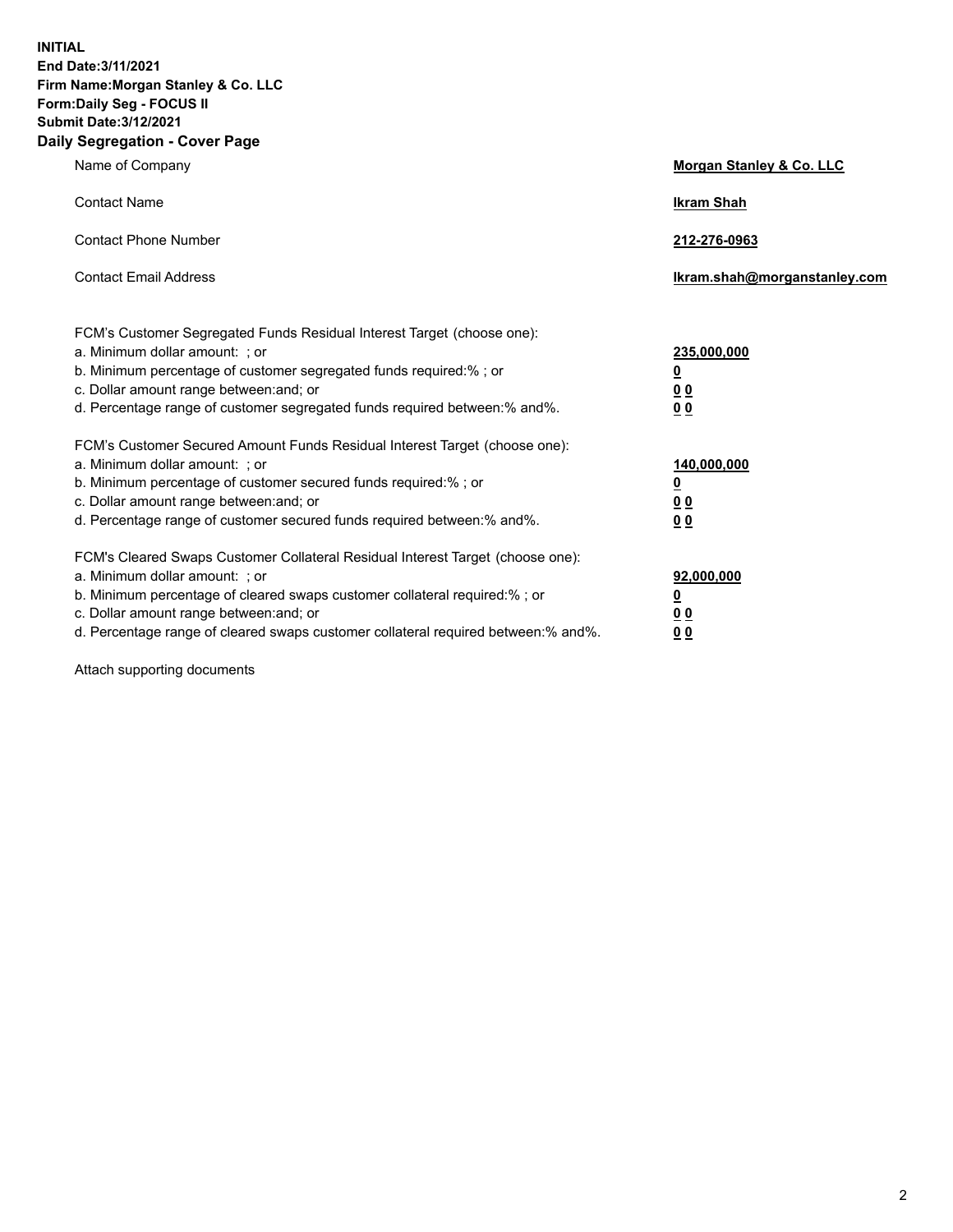**INITIAL**
**End Date:3/11/2021**
**Firm Name:Morgan Stanley & Co. LLC**
**Form:Daily Seg - FOCUS II**
**Submit Date:3/12/2021**

## Daily Segregation - Cover Page

| | |
|---|---|
| Name of Company | **Morgan Stanley & Co. LLC** |
| Contact Name | **Ikram Shah** |
| Contact Phone Number | **212-276-0963** |
| Contact Email Address | **Ikram.shah@morganstanley.com** |

| | |
|---|---|
| FCM's Customer Segregated Funds Residual Interest Target (choose one): | |
| a. Minimum dollar amount: ; or | **235,000,000** |
| b. Minimum percentage of customer segregated funds required:% ; or | **0** |
| c. Dollar amount range between:and; or | **0 0** |
| d. Percentage range of customer segregated funds required between:% and%. | **0 0** |
| FCM's Customer Secured Amount Funds Residual Interest Target (choose one): | |
| a. Minimum dollar amount: ; or | **140,000,000** |
| b. Minimum percentage of customer secured funds required:% ; or | **0** |
| c. Dollar amount range between:and; or | **0 0** |
| d. Percentage range of customer secured funds required between:% and%. | **0 0** |
| FCM's Cleared Swaps Customer Collateral Residual Interest Target (choose one): | |
| a. Minimum dollar amount: ; or | **92,000,000** |
| b. Minimum percentage of cleared swaps customer collateral required:% ; or | **0** |
| c. Dollar amount range between:and; or | **0 0** |
| d. Percentage range of cleared swaps customer collateral required between:% and%. | **0 0** |

Attach supporting documents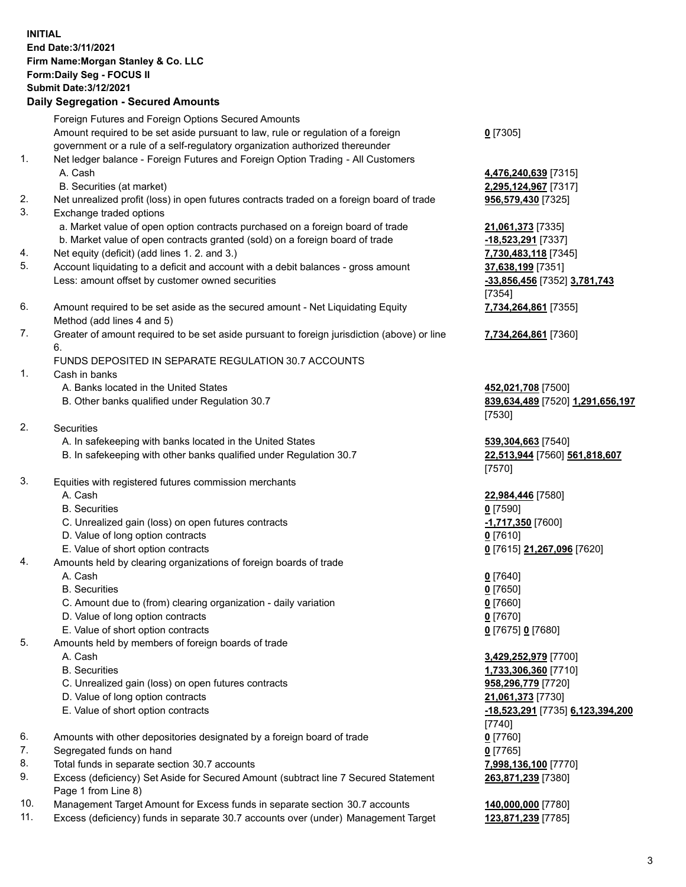**INITIAL**
**End Date:3/11/2021**
**Firm Name:Morgan Stanley & Co. LLC**
**Form:Daily Seg - FOCUS II**
**Submit Date:3/12/2021**

### Daily Segregation - Secured Amounts

| | | |
|---|---|---|
| | Foreign Futures and Foreign Options Secured Amounts | |
| | Amount required to be set aside pursuant to law, rule or regulation of a foreign government or a rule of a self-regulatory organization authorized thereunder | **0** [7305] |
| 1. | Net ledger balance - Foreign Futures and Foreign Option Trading - All Customers | |
| | A. Cash | **4,476,240,639** [7315] |
| | B. Securities (at market) | **2,295,124,967** [7317] |
| 2. | Net unrealized profit (loss) in open futures contracts traded on a foreign board of trade | **956,579,430** [7325] |
| 3. | Exchange traded options | |
| | a. Market value of open option contracts purchased on a foreign board of trade | **21,061,373** [7335] |
| | b. Market value of open contracts granted (sold) on a foreign board of trade | **-18,523,291** [7337] |
| 4. | Net equity (deficit) (add lines 1. 2. and 3.) | **7,730,483,118** [7345] |
| 5. | Account liquidating to a deficit and account with a debit balances - gross amount | **37,638,199** [7351] |
| | Less: amount offset by customer owned securities | **-33,856,456** [7352] **3,781,743** [7354] |
| 6. | Amount required to be set aside as the secured amount - Net Liquidating Equity Method (add lines 4 and 5) | **7,734,264,861** [7355] |
| 7. | Greater of amount required to be set aside pursuant to foreign jurisdiction (above) or line 6. | **7,734,264,861** [7360] |
| | FUNDS DEPOSITED IN SEPARATE REGULATION 30.7 ACCOUNTS | |
| 1. | Cash in banks | |
| | A. Banks located in the United States | **452,021,708** [7500] |
| | B. Other banks qualified under Regulation 30.7 | **839,634,489** [7520] **1,291,656,197** [7530] |
| 2. | Securities | |
| | A. In safekeeping with banks located in the United States | **539,304,663** [7540] |
| | B. In safekeeping with other banks qualified under Regulation 30.7 | **22,513,944** [7560] **561,818,607** [7570] |
| 3. | Equities with registered futures commission merchants | |
| | A. Cash | **22,984,446** [7580] |
| | B. Securities | **0** [7590] |
| | C. Unrealized gain (loss) on open futures contracts | **-1,717,350** [7600] |
| | D. Value of long option contracts | **0** [7610] |
| | E. Value of short option contracts | **0** [7615] **21,267,096** [7620] |
| 4. | Amounts held by clearing organizations of foreign boards of trade | |
| | A. Cash | **0** [7640] |
| | B. Securities | **0** [7650] |
| | C. Amount due to (from) clearing organization - daily variation | **0** [7660] |
| | D. Value of long option contracts | **0** [7670] |
| | E. Value of short option contracts | **0** [7675] **0** [7680] |
| 5. | Amounts held by members of foreign boards of trade | |
| | A. Cash | **3,429,252,979** [7700] |
| | B. Securities | **1,733,306,360** [7710] |
| | C. Unrealized gain (loss) on open futures contracts | **958,296,779** [7720] |
| | D. Value of long option contracts | **21,061,373** [7730] |
| | E. Value of short option contracts | **-18,523,291** [7735] **6,123,394,200** [7740] |
| 6. | Amounts with other depositories designated by a foreign board of trade | **0** [7760] |
| 7. | Segregated funds on hand | **0** [7765] |
| 8. | Total funds in separate section 30.7 accounts | **7,998,136,100** [7770] |
| 9. | Excess (deficiency) Set Aside for Secured Amount (subtract line 7 Secured Statement Page 1 from Line 8) | **263,871,239** [7380] |
| 10. | Management Target Amount for Excess funds in separate section 30.7 accounts | **140,000,000** [7780] |
| 11. | Excess (deficiency) funds in separate 30.7 accounts over (under) Management Target | **123,871,239** [7785] |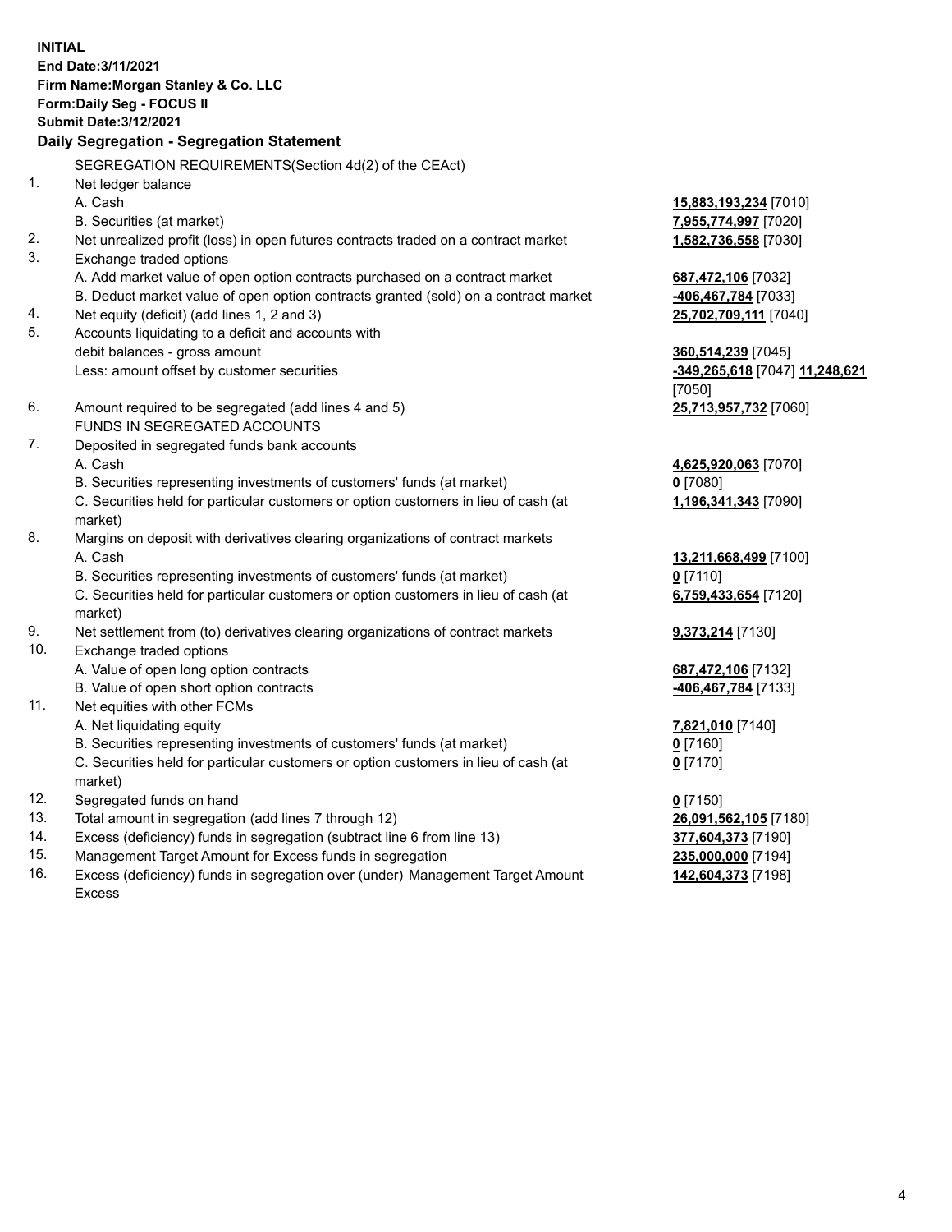**INITIAL**
**End Date:3/11/2021**
**Firm Name:Morgan Stanley & Co. LLC**
**Form:Daily Seg - FOCUS II**
**Submit Date:3/12/2021**

## Daily Segregation - Segregation Statement

SEGREGATION REQUIREMENTS(Section 4d(2) of the CEAct)

| | | |
|---|---|---|
| 1. | Net ledger balance | |
| | A. Cash | **15,883,193,234** [7010] |
| | B. Securities (at market) | **7,955,774,997** [7020] |
| 2. | Net unrealized profit (loss) in open futures contracts traded on a contract market | **1,582,736,558** [7030] |
| 3. | Exchange traded options | |
| | A. Add market value of open option contracts purchased on a contract market | **687,472,106** [7032] |
| | B. Deduct market value of open option contracts granted (sold) on a contract market | **-406,467,784** [7033] |
| 4. | Net equity (deficit) (add lines 1, 2 and 3) | **25,702,709,111** [7040] |
| 5. | Accounts liquidating to a deficit and accounts with debit balances - gross amount | **360,514,239** [7045] |
| | Less: amount offset by customer securities | **-349,265,618** [7047] **11,248,621** [7050] |
| 6. | Amount required to be segregated (add lines 4 and 5) | **25,713,957,732** [7060] |
| | FUNDS IN SEGREGATED ACCOUNTS | |
| 7. | Deposited in segregated funds bank accounts | |
| | A. Cash | **4,625,920,063** [7070] |
| | B. Securities representing investments of customers' funds (at market) | **0** [7080] |
| | C. Securities held for particular customers or option customers in lieu of cash (at market) | **1,196,341,343** [7090] |
| 8. | Margins on deposit with derivatives clearing organizations of contract markets | |
| | A. Cash | **13,211,668,499** [7100] |
| | B. Securities representing investments of customers' funds (at market) | **0** [7110] |
| | C. Securities held for particular customers or option customers in lieu of cash (at market) | **6,759,433,654** [7120] |
| 9. | Net settlement from (to) derivatives clearing organizations of contract markets | **9,373,214** [7130] |
| 10. | Exchange traded options | |
| | A. Value of open long option contracts | **687,472,106** [7132] |
| | B. Value of open short option contracts | **-406,467,784** [7133] |
| 11. | Net equities with other FCMs | |
| | A. Net liquidating equity | **7,821,010** [7140] |
| | B. Securities representing investments of customers' funds (at market) | **0** [7160] |
| | C. Securities held for particular customers or option customers in lieu of cash (at market) | **0** [7170] |
| 12. | Segregated funds on hand | **0** [7150] |
| 13. | Total amount in segregation (add lines 7 through 12) | **26,091,562,105** [7180] |
| 14. | Excess (deficiency) funds in segregation (subtract line 6 from line 13) | **377,604,373** [7190] |
| 15. | Management Target Amount for Excess funds in segregation | **235,000,000** [7194] |
| 16. | Excess (deficiency) funds in segregation over (under) Management Target Amount Excess | **142,604,373** [7198] |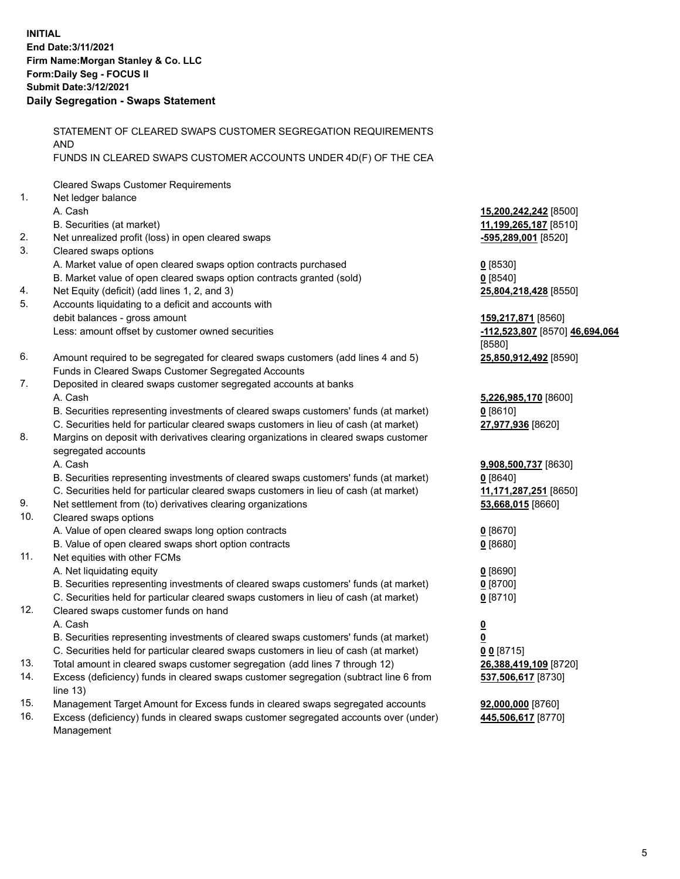**INITIAL**
**End Date:3/11/2021**
**Firm Name:Morgan Stanley & Co. LLC**
**Form:Daily Seg - FOCUS II**
**Submit Date:3/12/2021**
**Daily Segregation - Swaps Statement**

STATEMENT OF CLEARED SWAPS CUSTOMER SEGREGATION REQUIREMENTS AND FUNDS IN CLEARED SWAPS CUSTOMER ACCOUNTS UNDER 4D(F) OF THE CEA

| | | |
|---|---|---|
| | Cleared Swaps Customer Requirements | |
| 1. | Net ledger balance | |
| | A. Cash | **15,200,242,242** [8500] |
| | B. Securities (at market) | **11,199,265,187** [8510] |
| 2. | Net unrealized profit (loss) in open cleared swaps | **-595,289,001** [8520] |
| 3. | Cleared swaps options | |
| | A. Market value of open cleared swaps option contracts purchased | **0** [8530] |
| | B. Market value of open cleared swaps option contracts granted (sold) | **0** [8540] |
| 4. | Net Equity (deficit) (add lines 1, 2, and 3) | **25,804,218,428** [8550] |
| 5. | Accounts liquidating to a deficit and accounts with debit balances - gross amount | **159,217,871** [8560] |
| | Less: amount offset by customer owned securities | **-112,523,807** [8570] **46,694,064** [8580] |
| 6. | Amount required to be segregated for cleared swaps customers (add lines 4 and 5) | **25,850,912,492** [8590] |
| | Funds in Cleared Swaps Customer Segregated Accounts | |
| 7. | Deposited in cleared swaps customer segregated accounts at banks | |
| | A. Cash | **5,226,985,170** [8600] |
| | B. Securities representing investments of cleared swaps customers' funds (at market) | **0** [8610] |
| | C. Securities held for particular cleared swaps customers in lieu of cash (at market) | **27,977,936** [8620] |
| 8. | Margins on deposit with derivatives clearing organizations in cleared swaps customer segregated accounts | |
| | A. Cash | **9,908,500,737** [8630] |
| | B. Securities representing investments of cleared swaps customers' funds (at market) | **0** [8640] |
| | C. Securities held for particular cleared swaps customers in lieu of cash (at market) | **11,171,287,251** [8650] |
| 9. | Net settlement from (to) derivatives clearing organizations | **53,668,015** [8660] |
| 10. | Cleared swaps options | |
| | A. Value of open cleared swaps long option contracts | **0** [8670] |
| | B. Value of open cleared swaps short option contracts | **0** [8680] |
| 11. | Net equities with other FCMs | |
| | A. Net liquidating equity | **0** [8690] |
| | B. Securities representing investments of cleared swaps customers' funds (at market) | **0** [8700] |
| | C. Securities held for particular cleared swaps customers in lieu of cash (at market) | **0** [8710] |
| 12. | Cleared swaps customer funds on hand | |
| | A. Cash | **0** |
| | B. Securities representing investments of cleared swaps customers' funds (at market) | **0** |
| | C. Securities held for particular cleared swaps customers in lieu of cash (at market) | **0** **0** [8715] |
| 13. | Total amount in cleared swaps customer segregation (add lines 7 through 12) | **26,388,419,109** [8720] |
| 14. | Excess (deficiency) funds in cleared swaps customer segregation (subtract line 6 from line 13) | **537,506,617** [8730] |
| 15. | Management Target Amount for Excess funds in cleared swaps segregated accounts | **92,000,000** [8760] |
| 16. | Excess (deficiency) funds in cleared swaps customer segregated accounts over (under) Management | **445,506,617** [8770] |